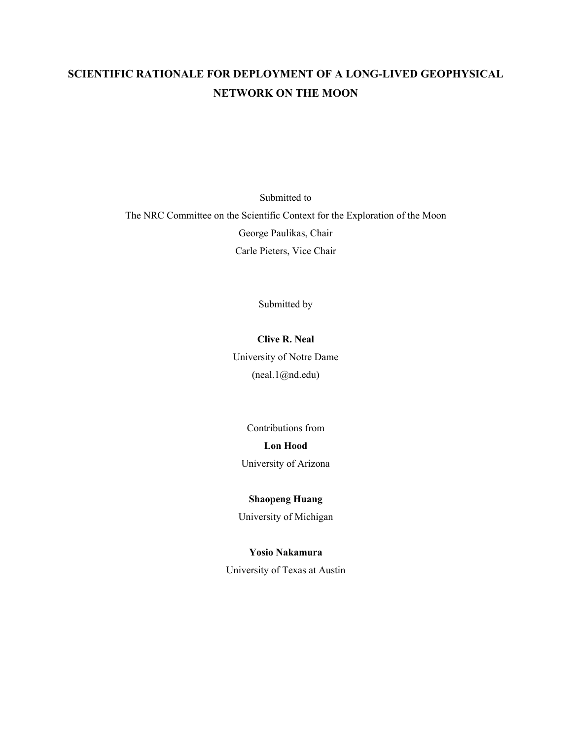# SCIENTIFIC RATIONALE FOR DEPLOYMENT OF A LONG-LIVED GEOPHYSICAL NETWORK ON THE MOON

Submitted to

The NRC Committee on the Scientific Context for the Exploration of the Moon

George Paulikas, Chair

Carle Pieters, Vice Chair

Submitted by

**Clive R. Neal**

University of Notre Dame

(neal.1@nd.edu)

Contributions from

**Lon Hood**

University of Arizona

**Shaopeng Huang**

University of Michigan

**Yosio Nakamura**

University of Texas at Austin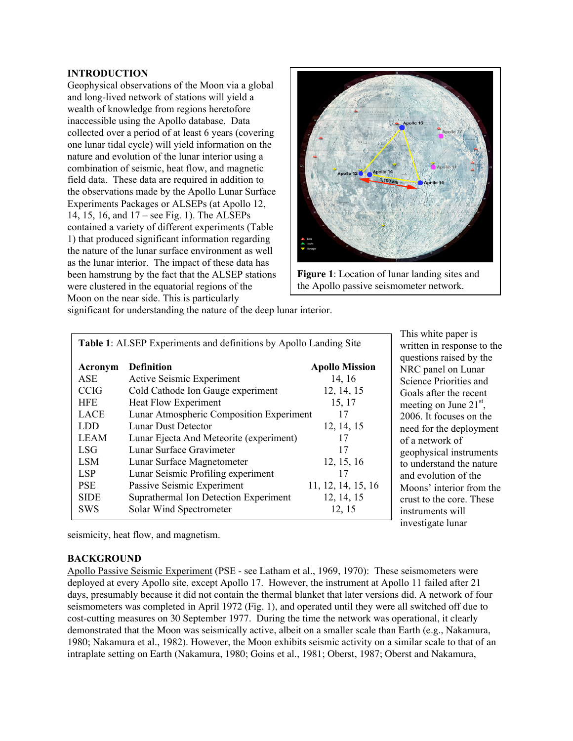## INTRODUCTION

Geophysical observations of the Moon via a global and long-lived network of stations will yield a wealth of knowledge from regions heretofore inaccessible using the Apollo database. Data collected over a period of at least 6 years (covering one lunar tidal cycle) will yield information on the nature and evolution of the lunar interior using a combination of seismic, heat flow, and magnetic field data. These data are required in addition to the observations made by the Apollo Lunar Surface Experiments Packages or ALSEPs (at Apollo 12, 14, 15, 16, and 17 – see Fig. 1). The ALSEPs contained a variety of different experiments (Table 1) that produced significant information regarding the nature of the lunar surface environment as well as the lunar interior. The impact of these data has been hamstrung by the fact that the ALSEP stations were clustered in the equatorial regions of the Moon on the near side. This is particularly significant for understanding the nature of the deep lunar interior.

**Figure 1**: Location of lunar landing sites and the Apollo passive seismometer network.

**Table 1**: ALSEP Experiments and definitions by Apollo Landing Site

| Acronym | Definition | Apollo Mission |
|---|---|---|
| ASE | Active Seismic Experiment | 14, 16 |
| CCIG | Cold Cathode Ion Gauge experiment | 12, 14, 15 |
| HFE | Heat Flow Experiment | 15, 17 |
| LACE | Lunar Atmospheric Composition Experiment | 17 |
| LDD | Lunar Dust Detector | 12, 14, 15 |
| LEAM | Lunar Ejecta And Meteorite (experiment) | 17 |
| LSG | Lunar Surface Gravimeter | 17 |
| LSM | Lunar Surface Magnetometer | 12, 15, 16 |
| LSP | Lunar Seismic Profiling experiment | 17 |
| PSE | Passive Seismic Experiment | 11, 12, 14, 15, 16 |
| SIDE | Suprathermal Ion Detection Experiment | 12, 14, 15 |
| SWS | Solar Wind Spectrometer | 12, 15 |

This white paper is written in response to the questions raised by the NRC panel on Lunar Science Priorities and Goals after the recent meeting on June 21st, 2006. It focuses on the need for the deployment of a network of geophysical instruments to understand the nature and evolution of the Moons' interior from the crust to the core. These instruments will investigate lunar seismicity, heat flow, and magnetism.

## BACKGROUND

Apollo Passive Seismic Experiment (PSE - see Latham et al., 1969, 1970): These seismometers were deployed at every Apollo site, except Apollo 17. However, the instrument at Apollo 11 failed after 21 days, presumably because it did not contain the thermal blanket that later versions did. A network of four seismometers was completed in April 1972 (Fig. 1), and operated until they were all switched off due to cost-cutting measures on 30 September 1977. During the time the network was operational, it clearly demonstrated that the Moon was seismically active, albeit on a smaller scale than Earth (e.g., Nakamura, 1980; Nakamura et al., 1982). However, the Moon exhibits seismic activity on a similar scale to that of an intraplate setting on Earth (Nakamura, 1980; Goins et al., 1981; Oberst, 1987; Oberst and Nakamura,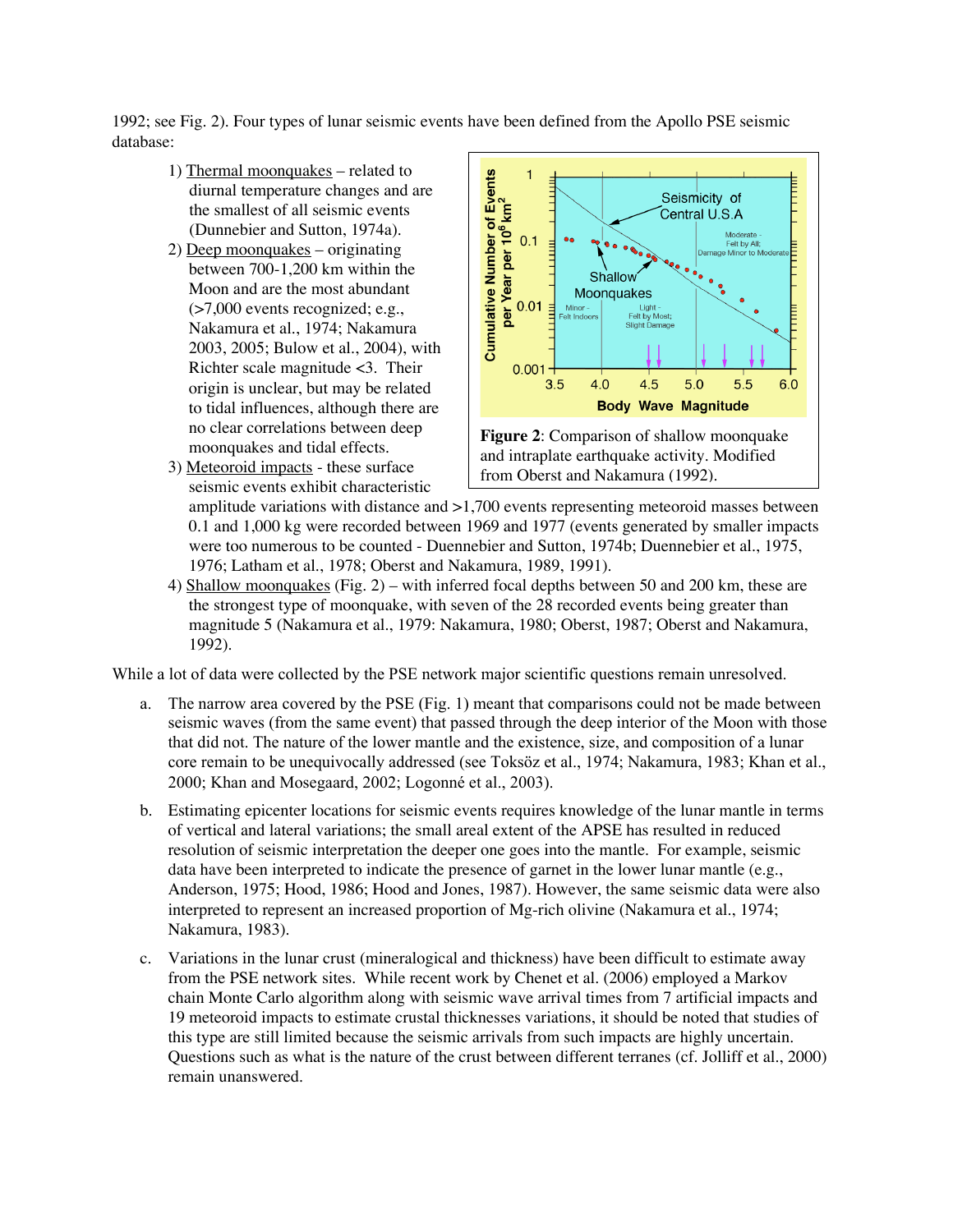1992; see Fig. 2). Four types of lunar seismic events have been defined from the Apollo PSE seismic database:

1) Thermal moonquakes – related to diurnal temperature changes and are the smallest of all seismic events (Dunnebier and Sutton, 1974a).
2) Deep moonquakes – originating between 700-1,200 km within the Moon and are the most abundant (>7,000 events recognized; e.g., Nakamura et al., 1974; Nakamura 2003, 2005; Bulow et al., 2004), with Richter scale magnitude <3. Their origin is unclear, but may be related to tidal influences, although there are no clear correlations between deep moonquakes and tidal effects.
3) Meteoroid impacts - these surface seismic events exhibit characteristic amplitude variations with distance and >1,700 events representing meteoroid masses between 0.1 and 1,000 kg were recorded between 1969 and 1977 (events generated by smaller impacts were too numerous to be counted - Duennebier and Sutton, 1974b; Duennebier et al., 1975, 1976; Latham et al., 1978; Oberst and Nakamura, 1989, 1991).
4) Shallow moonquakes (Fig. 2) – with inferred focal depths between 50 and 200 km, these are the strongest type of moonquake, with seven of the 28 recorded events being greater than magnitude 5 (Nakamura et al., 1979: Nakamura, 1980; Oberst, 1987; Oberst and Nakamura, 1992).

**Figure 2**: Comparison of shallow moonquake and intraplate earthquake activity. Modified from Oberst and Nakamura (1992).

While a lot of data were collected by the PSE network major scientific questions remain unresolved.

a. The narrow area covered by the PSE (Fig. 1) meant that comparisons could not be made between seismic waves (from the same event) that passed through the deep interior of the Moon with those that did not. The nature of the lower mantle and the existence, size, and composition of a lunar core remain to be unequivocally addressed (see Toksöz et al., 1974; Nakamura, 1983; Khan et al., 2000; Khan and Mosegaard, 2002; Logonné et al., 2003).

b. Estimating epicenter locations for seismic events requires knowledge of the lunar mantle in terms of vertical and lateral variations; the small areal extent of the APSE has resulted in reduced resolution of seismic interpretation the deeper one goes into the mantle. For example, seismic data have been interpreted to indicate the presence of garnet in the lower lunar mantle (e.g., Anderson, 1975; Hood, 1986; Hood and Jones, 1987). However, the same seismic data were also interpreted to represent an increased proportion of Mg-rich olivine (Nakamura et al., 1974; Nakamura, 1983).

c. Variations in the lunar crust (mineralogical and thickness) have been difficult to estimate away from the PSE network sites. While recent work by Chenet et al. (2006) employed a Markov chain Monte Carlo algorithm along with seismic wave arrival times from 7 artificial impacts and 19 meteoroid impacts to estimate crustal thicknesses variations, it should be noted that studies of this type are still limited because the seismic arrivals from such impacts are highly uncertain. Questions such as what is the nature of the crust between different terranes (cf. Jolliff et al., 2000) remain unanswered.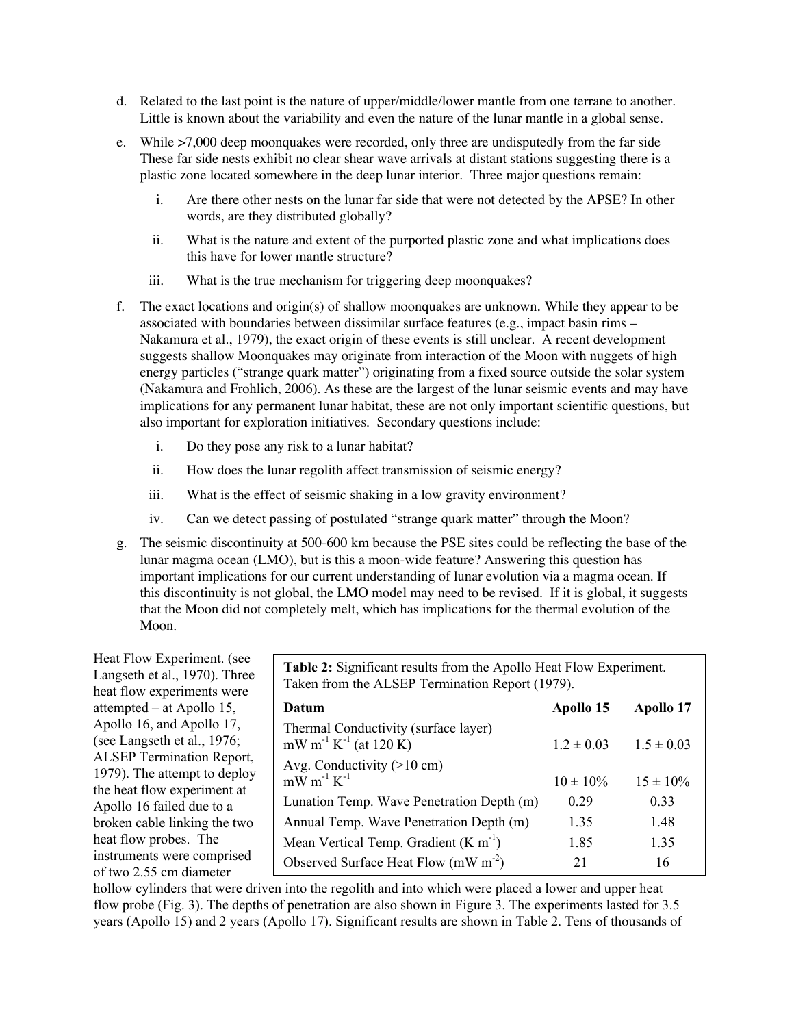d. Related to the last point is the nature of upper/middle/lower mantle from one terrane to another. Little is known about the variability and even the nature of the lunar mantle in a global sense.

e. While >7,000 deep moonquakes were recorded, only three are undisputedly from the far side These far side nests exhibit no clear shear wave arrivals at distant stations suggesting there is a plastic zone located somewhere in the deep lunar interior. Three major questions remain:

   i. Are there other nests on the lunar far side that were not detected by the APSE? In other words, are they distributed globally?

   ii. What is the nature and extent of the purported plastic zone and what implications does this have for lower mantle structure?

   iii. What is the true mechanism for triggering deep moonquakes?

f. The exact locations and origin(s) of shallow moonquakes are unknown. While they appear to be associated with boundaries between dissimilar surface features (e.g., impact basin rims – Nakamura et al., 1979), the exact origin of these events is still unclear. A recent development suggests shallow Moonquakes may originate from interaction of the Moon with nuggets of high energy particles ("strange quark matter") originating from a fixed source outside the solar system (Nakamura and Frohlich, 2006). As these are the largest of the lunar seismic events and may have implications for any permanent lunar habitat, these are not only important scientific questions, but also important for exploration initiatives. Secondary questions include:

   i. Do they pose any risk to a lunar habitat?

   ii. How does the lunar regolith affect transmission of seismic energy?

   iii. What is the effect of seismic shaking in a low gravity environment?

   iv. Can we detect passing of postulated "strange quark matter" through the Moon?

g. The seismic discontinuity at 500-600 km because the PSE sites could be reflecting the base of the lunar magma ocean (LMO), but is this a moon-wide feature? Answering this question has important implications for our current understanding of lunar evolution via a magma ocean. If this discontinuity is not global, the LMO model may need to be revised. If it is global, it suggests that the Moon did not completely melt, which has implications for the thermal evolution of the Moon.

Heat Flow Experiment. (see Langseth et al., 1970). Three heat flow experiments were attempted – at Apollo 15, Apollo 16, and Apollo 17, (see Langseth et al., 1976; ALSEP Termination Report, 1979). The attempt to deploy the heat flow experiment at Apollo 16 failed due to a broken cable linking the two heat flow probes. The instruments were comprised of two 2.55 cm diameter hollow cylinders that were driven into the regolith and into which were placed a lower and upper heat flow probe (Fig. 3). The depths of penetration are also shown in Figure 3. The experiments lasted for 3.5 years (Apollo 15) and 2 years (Apollo 17). Significant results are shown in Table 2. Tens of thousands of

**Table 2:** Significant results from the Apollo Heat Flow Experiment. Taken from the ALSEP Termination Report (1979).

| Datum | Apollo 15 | Apollo 17 |
|---|---|---|
| Thermal Conductivity (surface layer) mW $m^{-1}$ $K^{-1}$ (at 120 K) | 1.2 ± 0.03 | 1.5 ± 0.03 |
| Avg. Conductivity (>10 cm) mW $m^{-1}$ $K^{-1}$ | 10 ± 10% | 15 ± 10% |
| Lunation Temp. Wave Penetration Depth (m) | 0.29 | 0.33 |
| Annual Temp. Wave Penetration Depth (m) | 1.35 | 1.48 |
| Mean Vertical Temp. Gradient (K $m^{-1}$) | 1.85 | 1.35 |
| Observed Surface Heat Flow (mW $m^{-2}$) | 21 | 16 |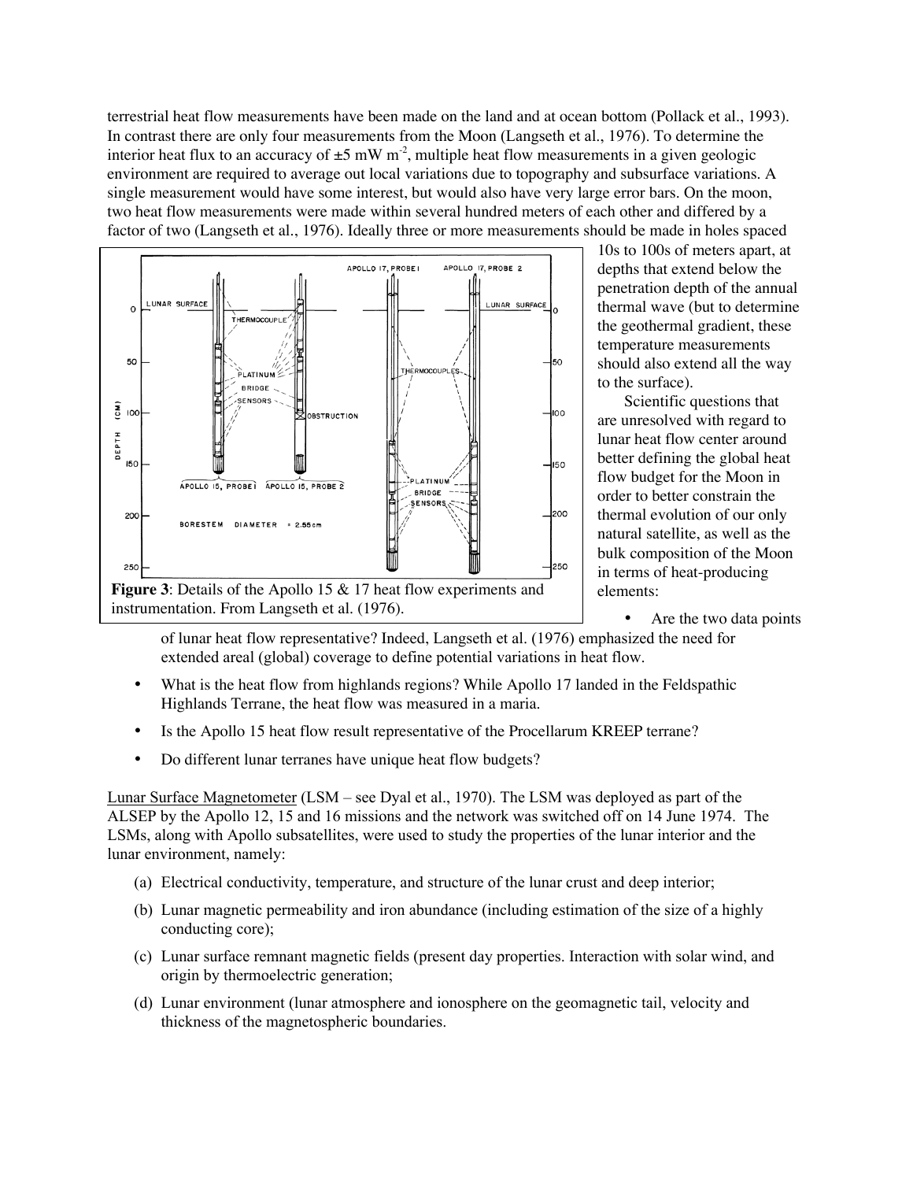terrestrial heat flow measurements have been made on the land and at ocean bottom (Pollack et al., 1993). In contrast there are only four measurements from the Moon (Langseth et al., 1976). To determine the interior heat flux to an accuracy of ±5 mW m$^{-2}$, multiple heat flow measurements in a given geologic environment are required to average out local variations due to topography and subsurface variations. A single measurement would have some interest, but would also have very large error bars. On the moon, two heat flow measurements were made within several hundred meters of each other and differed by a factor of two (Langseth et al., 1976). Ideally three or more measurements should be made in holes spaced 10s to 100s of meters apart, at depths that extend below the penetration depth of the annual thermal wave (but to determine the geothermal gradient, these temperature measurements should also extend all the way to the surface).

**Figure 3**: Details of the Apollo 15 & 17 heat flow experiments and instrumentation. From Langseth et al. (1976).

Scientific questions that are unresolved with regard to lunar heat flow center around better defining the global heat flow budget for the Moon in order to better constrain the thermal evolution of our only natural satellite, as well as the bulk composition of the Moon in terms of heat-producing elements:

- Are the two data points of lunar heat flow representative? Indeed, Langseth et al. (1976) emphasized the need for extended areal (global) coverage to define potential variations in heat flow.
- What is the heat flow from highlands regions? While Apollo 17 landed in the Feldspathic Highlands Terrane, the heat flow was measured in a maria.
- Is the Apollo 15 heat flow result representative of the Procellarum KREEP terrane?
- Do different lunar terranes have unique heat flow budgets?

Lunar Surface Magnetometer (LSM – see Dyal et al., 1970). The LSM was deployed as part of the ALSEP by the Apollo 12, 15 and 16 missions and the network was switched off on 14 June 1974. The LSMs, along with Apollo subsatellites, were used to study the properties of the lunar interior and the lunar environment, namely:

(a) Electrical conductivity, temperature, and structure of the lunar crust and deep interior;

(b) Lunar magnetic permeability and iron abundance (including estimation of the size of a highly conducting core);

(c) Lunar surface remnant magnetic fields (present day properties. Interaction with solar wind, and origin by thermoelectric generation;

(d) Lunar environment (lunar atmosphere and ionosphere on the geomagnetic tail, velocity and thickness of the magnetospheric boundaries.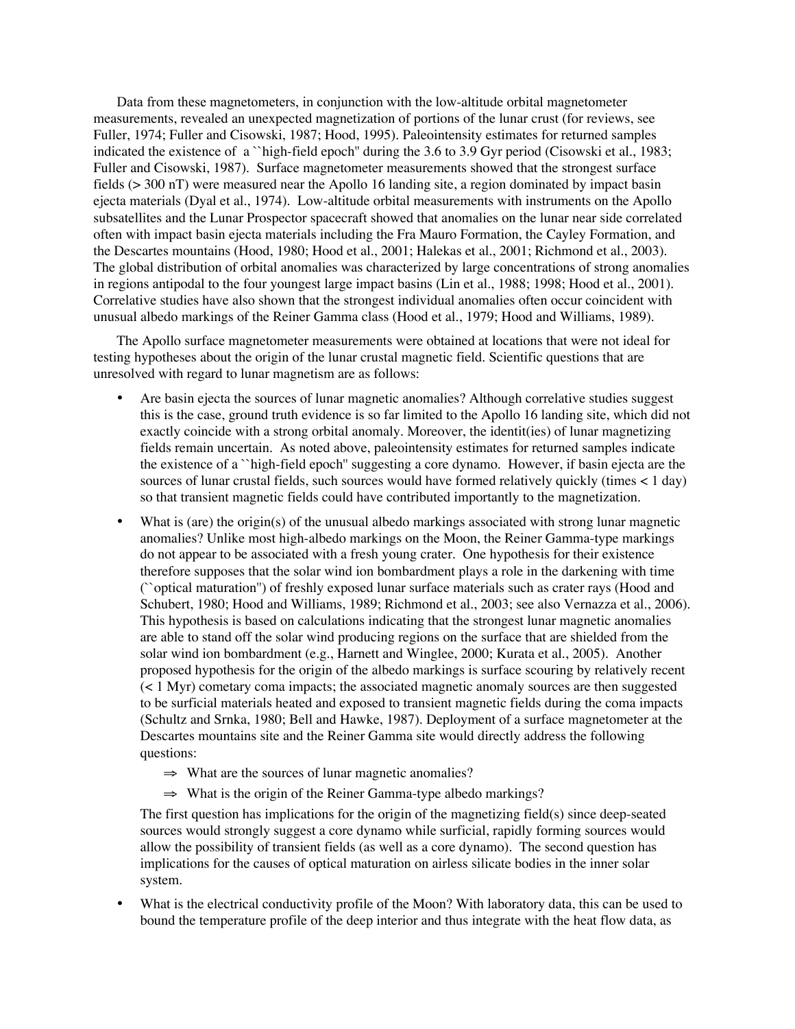Data from these magnetometers, in conjunction with the low-altitude orbital magnetometer measurements, revealed an unexpected magnetization of portions of the lunar crust (for reviews, see Fuller, 1974; Fuller and Cisowski, 1987; Hood, 1995). Paleointensity estimates for returned samples indicated the existence of a ``high-field epoch'' during the 3.6 to 3.9 Gyr period (Cisowski et al., 1983; Fuller and Cisowski, 1987). Surface magnetometer measurements showed that the strongest surface fields (> 300 nT) were measured near the Apollo 16 landing site, a region dominated by impact basin ejecta materials (Dyal et al., 1974). Low-altitude orbital measurements with instruments on the Apollo subsatellites and the Lunar Prospector spacecraft showed that anomalies on the lunar near side correlated often with impact basin ejecta materials including the Fra Mauro Formation, the Cayley Formation, and the Descartes mountains (Hood, 1980; Hood et al., 2001; Halekas et al., 2001; Richmond et al., 2003). The global distribution of orbital anomalies was characterized by large concentrations of strong anomalies in regions antipodal to the four youngest large impact basins (Lin et al., 1988; 1998; Hood et al., 2001). Correlative studies have also shown that the strongest individual anomalies often occur coincident with unusual albedo markings of the Reiner Gamma class (Hood et al., 1979; Hood and Williams, 1989).

The Apollo surface magnetometer measurements were obtained at locations that were not ideal for testing hypotheses about the origin of the lunar crustal magnetic field. Scientific questions that are unresolved with regard to lunar magnetism are as follows:

- Are basin ejecta the sources of lunar magnetic anomalies? Although correlative studies suggest this is the case, ground truth evidence is so far limited to the Apollo 16 landing site, which did not exactly coincide with a strong orbital anomaly. Moreover, the identit(ies) of lunar magnetizing fields remain uncertain. As noted above, paleointensity estimates for returned samples indicate the existence of a ``high-field epoch'' suggesting a core dynamo. However, if basin ejecta are the sources of lunar crustal fields, such sources would have formed relatively quickly (times < 1 day) so that transient magnetic fields could have contributed importantly to the magnetization.
- What is (are) the origin(s) of the unusual albedo markings associated with strong lunar magnetic anomalies? Unlike most high-albedo markings on the Moon, the Reiner Gamma-type markings do not appear to be associated with a fresh young crater. One hypothesis for their existence therefore supposes that the solar wind ion bombardment plays a role in the darkening with time (``optical maturation'') of freshly exposed lunar surface materials such as crater rays (Hood and Schubert, 1980; Hood and Williams, 1989; Richmond et al., 2003; see also Vernazza et al., 2006). This hypothesis is based on calculations indicating that the strongest lunar magnetic anomalies are able to stand off the solar wind producing regions on the surface that are shielded from the solar wind ion bombardment (e.g., Harnett and Winglee, 2000; Kurata et al., 2005). Another proposed hypothesis for the origin of the albedo markings is surface scouring by relatively recent (< 1 Myr) cometary coma impacts; the associated magnetic anomaly sources are then suggested to be surficial materials heated and exposed to transient magnetic fields during the coma impacts (Schultz and Srnka, 1980; Bell and Hawke, 1987). Deployment of a surface magnetometer at the Descartes mountains site and the Reiner Gamma site would directly address the following questions:
  - ⇒ What are the sources of lunar magnetic anomalies?
  - ⇒ What is the origin of the Reiner Gamma-type albedo markings?

  The first question has implications for the origin of the magnetizing field(s) since deep-seated sources would strongly suggest a core dynamo while surficial, rapidly forming sources would allow the possibility of transient fields (as well as a core dynamo). The second question has implications for the causes of optical maturation on airless silicate bodies in the inner solar system.
- What is the electrical conductivity profile of the Moon? With laboratory data, this can be used to bound the temperature profile of the deep interior and thus integrate with the heat flow data, as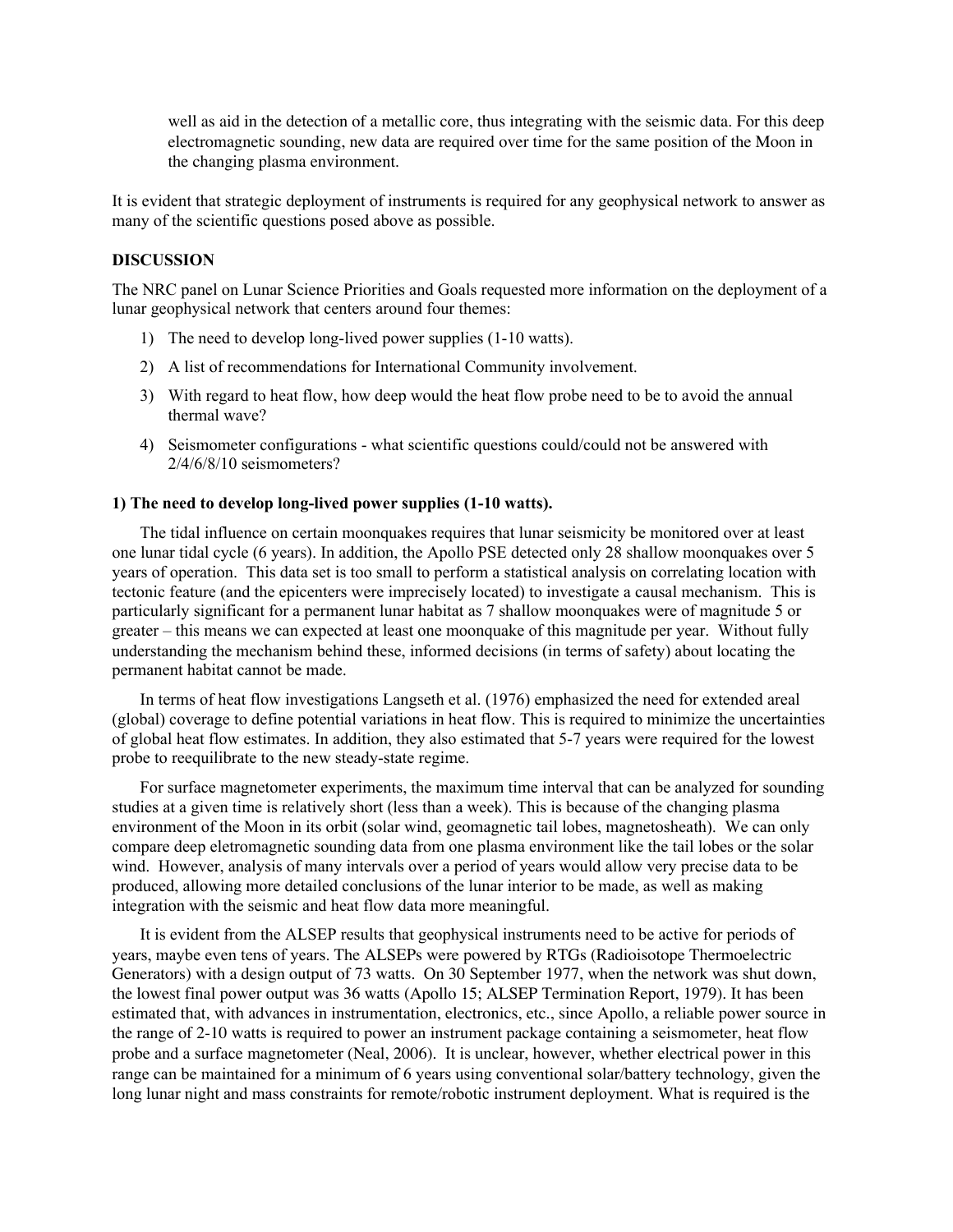well as aid in the detection of a metallic core, thus integrating with the seismic data. For this deep electromagnetic sounding, new data are required over time for the same position of the Moon in the changing plasma environment.

It is evident that strategic deployment of instruments is required for any geophysical network to answer as many of the scientific questions posed above as possible.

**DISCUSSION**

The NRC panel on Lunar Science Priorities and Goals requested more information on the deployment of a lunar geophysical network that centers around four themes:

1) The need to develop long-lived power supplies (1-10 watts).
2) A list of recommendations for International Community involvement.
3) With regard to heat flow, how deep would the heat flow probe need to be to avoid the annual thermal wave?
4) Seismometer configurations - what scientific questions could/could not be answered with 2/4/6/8/10 seismometers?

**1) The need to develop long-lived power supplies (1-10 watts).**

The tidal influence on certain moonquakes requires that lunar seismicity be monitored over at least one lunar tidal cycle (6 years). In addition, the Apollo PSE detected only 28 shallow moonquakes over 5 years of operation. This data set is too small to perform a statistical analysis on correlating location with tectonic feature (and the epicenters were imprecisely located) to investigate a causal mechanism. This is particularly significant for a permanent lunar habitat as 7 shallow moonquakes were of magnitude 5 or greater – this means we can expected at least one moonquake of this magnitude per year. Without fully understanding the mechanism behind these, informed decisions (in terms of safety) about locating the permanent habitat cannot be made.

In terms of heat flow investigations Langseth et al. (1976) emphasized the need for extended areal (global) coverage to define potential variations in heat flow. This is required to minimize the uncertainties of global heat flow estimates. In addition, they also estimated that 5-7 years were required for the lowest probe to reequilibrate to the new steady-state regime.

For surface magnetometer experiments, the maximum time interval that can be analyzed for sounding studies at a given time is relatively short (less than a week). This is because of the changing plasma environment of the Moon in its orbit (solar wind, geomagnetic tail lobes, magnetosheath). We can only compare deep eletromagnetic sounding data from one plasma environment like the tail lobes or the solar wind. However, analysis of many intervals over a period of years would allow very precise data to be produced, allowing more detailed conclusions of the lunar interior to be made, as well as making integration with the seismic and heat flow data more meaningful.

It is evident from the ALSEP results that geophysical instruments need to be active for periods of years, maybe even tens of years. The ALSEPs were powered by RTGs (Radioisotope Thermoelectric Generators) with a design output of 73 watts. On 30 September 1977, when the network was shut down, the lowest final power output was 36 watts (Apollo 15; ALSEP Termination Report, 1979). It has been estimated that, with advances in instrumentation, electronics, etc., since Apollo, a reliable power source in the range of 2-10 watts is required to power an instrument package containing a seismometer, heat flow probe and a surface magnetometer (Neal, 2006). It is unclear, however, whether electrical power in this range can be maintained for a minimum of 6 years using conventional solar/battery technology, given the long lunar night and mass constraints for remote/robotic instrument deployment. What is required is the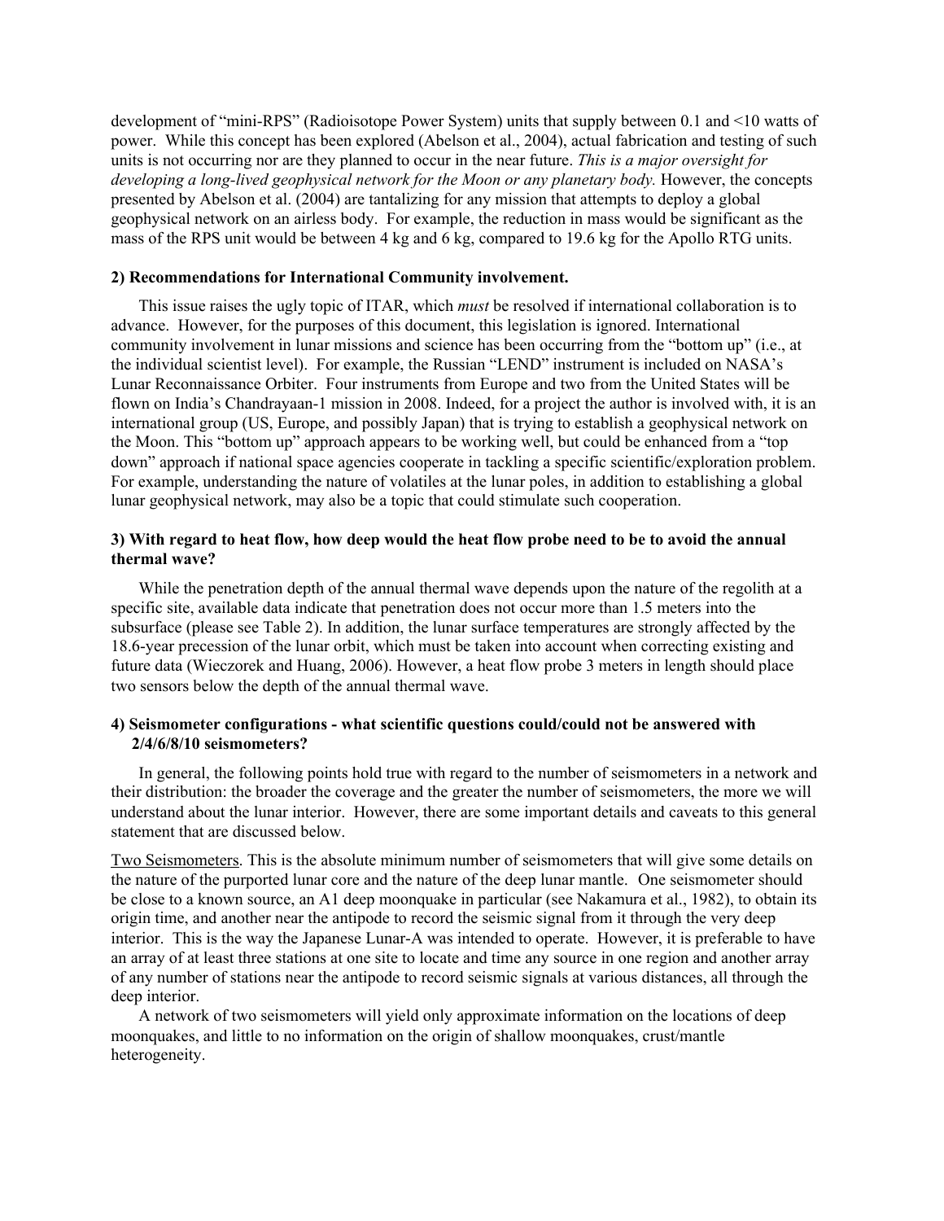development of "mini-RPS" (Radioisotope Power System) units that supply between 0.1 and <10 watts of power. While this concept has been explored (Abelson et al., 2004), actual fabrication and testing of such units is not occurring nor are they planned to occur in the near future. *This is a major oversight for developing a long-lived geophysical network for the Moon or any planetary body.* However, the concepts presented by Abelson et al. (2004) are tantalizing for any mission that attempts to deploy a global geophysical network on an airless body. For example, the reduction in mass would be significant as the mass of the RPS unit would be between 4 kg and 6 kg, compared to 19.6 kg for the Apollo RTG units.

**2) Recommendations for International Community involvement.**

This issue raises the ugly topic of ITAR, which *must* be resolved if international collaboration is to advance. However, for the purposes of this document, this legislation is ignored. International community involvement in lunar missions and science has been occurring from the "bottom up" (i.e., at the individual scientist level). For example, the Russian "LEND" instrument is included on NASA's Lunar Reconnaissance Orbiter. Four instruments from Europe and two from the United States will be flown on India's Chandrayaan-1 mission in 2008. Indeed, for a project the author is involved with, it is an international group (US, Europe, and possibly Japan) that is trying to establish a geophysical network on the Moon. This "bottom up" approach appears to be working well, but could be enhanced from a "top down" approach if national space agencies cooperate in tackling a specific scientific/exploration problem. For example, understanding the nature of volatiles at the lunar poles, in addition to establishing a global lunar geophysical network, may also be a topic that could stimulate such cooperation.

**3) With regard to heat flow, how deep would the heat flow probe need to be to avoid the annual thermal wave?**

While the penetration depth of the annual thermal wave depends upon the nature of the regolith at a specific site, available data indicate that penetration does not occur more than 1.5 meters into the subsurface (please see Table 2). In addition, the lunar surface temperatures are strongly affected by the 18.6-year precession of the lunar orbit, which must be taken into account when correcting existing and future data (Wieczorek and Huang, 2006). However, a heat flow probe 3 meters in length should place two sensors below the depth of the annual thermal wave.

**4) Seismometer configurations - what scientific questions could/could not be answered with 2/4/6/8/10 seismometers?**

In general, the following points hold true with regard to the number of seismometers in a network and their distribution: the broader the coverage and the greater the number of seismometers, the more we will understand about the lunar interior. However, there are some important details and caveats to this general statement that are discussed below.

Two Seismometers. This is the absolute minimum number of seismometers that will give some details on the nature of the purported lunar core and the nature of the deep lunar mantle. One seismometer should be close to a known source, an A1 deep moonquake in particular (see Nakamura et al., 1982), to obtain its origin time, and another near the antipode to record the seismic signal from it through the very deep interior. This is the way the Japanese Lunar-A was intended to operate. However, it is preferable to have an array of at least three stations at one site to locate and time any source in one region and another array of any number of stations near the antipode to record seismic signals at various distances, all through the deep interior.

A network of two seismometers will yield only approximate information on the locations of deep moonquakes, and little to no information on the origin of shallow moonquakes, crust/mantle heterogeneity.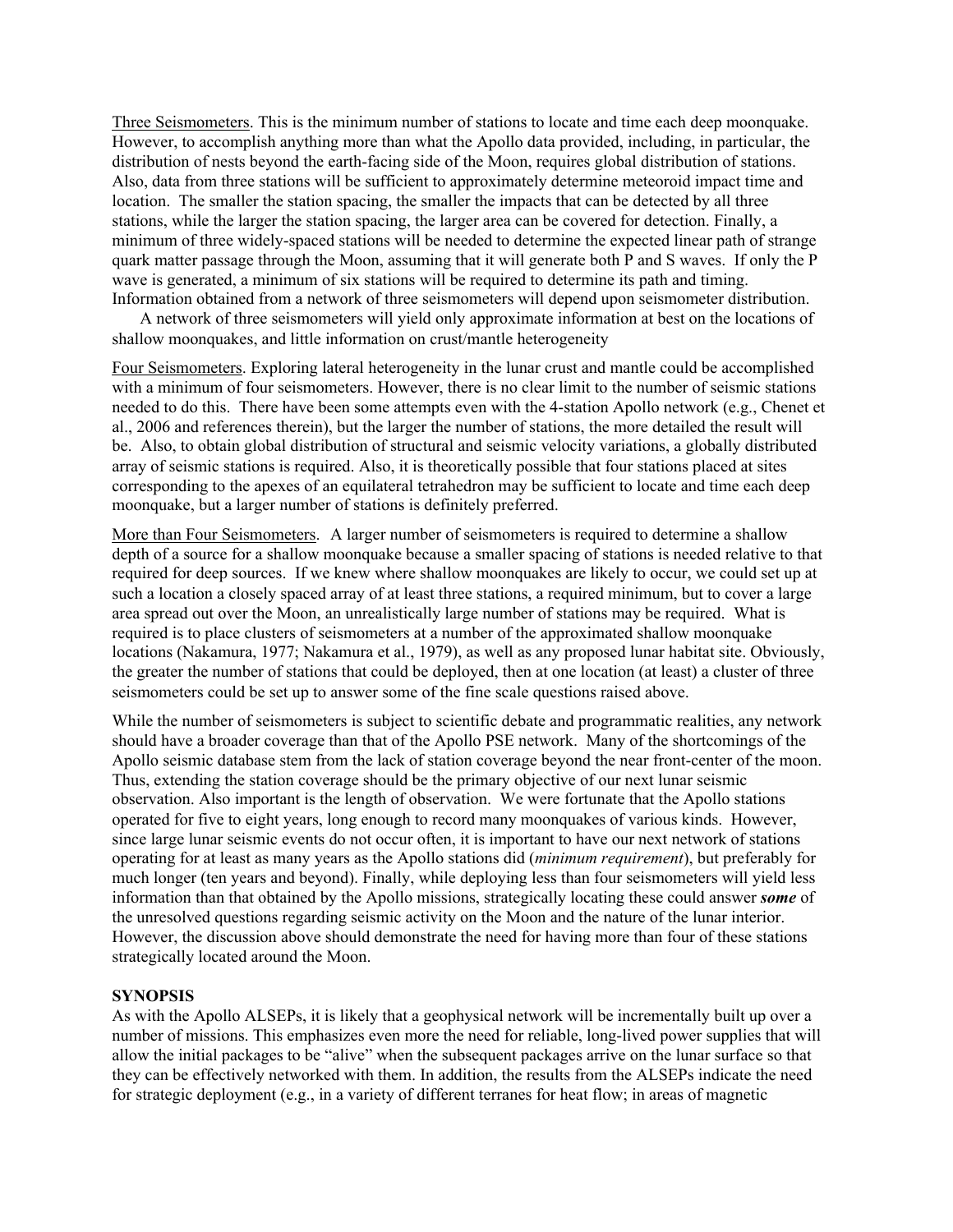<u>Three Seismometers</u>. This is the minimum number of stations to locate and time each deep moonquake. However, to accomplish anything more than what the Apollo data provided, including, in particular, the distribution of nests beyond the earth-facing side of the Moon, requires global distribution of stations. Also, data from three stations will be sufficient to approximately determine meteoroid impact time and location. The smaller the station spacing, the smaller the impacts that can be detected by all three stations, while the larger the station spacing, the larger area can be covered for detection. Finally, a minimum of three widely-spaced stations will be needed to determine the expected linear path of strange quark matter passage through the Moon, assuming that it will generate both P and S waves. If only the P wave is generated, a minimum of six stations will be required to determine its path and timing. Information obtained from a network of three seismometers will depend upon seismometer distribution.

A network of three seismometers will yield only approximate information at best on the locations of shallow moonquakes, and little information on crust/mantle heterogeneity

<u>Four Seismometers</u>. Exploring lateral heterogeneity in the lunar crust and mantle could be accomplished with a minimum of four seismometers. However, there is no clear limit to the number of seismic stations needed to do this. There have been some attempts even with the 4-station Apollo network (e.g., Chenet et al., 2006 and references therein), but the larger the number of stations, the more detailed the result will be. Also, to obtain global distribution of structural and seismic velocity variations, a globally distributed array of seismic stations is required. Also, it is theoretically possible that four stations placed at sites corresponding to the apexes of an equilateral tetrahedron may be sufficient to locate and time each deep moonquake, but a larger number of stations is definitely preferred.

<u>More than Four Seismometers</u>. A larger number of seismometers is required to determine a shallow depth of a source for a shallow moonquake because a smaller spacing of stations is needed relative to that required for deep sources. If we knew where shallow moonquakes are likely to occur, we could set up at such a location a closely spaced array of at least three stations, a required minimum, but to cover a large area spread out over the Moon, an unrealistically large number of stations may be required. What is required is to place clusters of seismometers at a number of the approximated shallow moonquake locations (Nakamura, 1977; Nakamura et al., 1979), as well as any proposed lunar habitat site. Obviously, the greater the number of stations that could be deployed, then at one location (at least) a cluster of three seismometers could be set up to answer some of the fine scale questions raised above.

While the number of seismometers is subject to scientific debate and programmatic realities, any network should have a broader coverage than that of the Apollo PSE network. Many of the shortcomings of the Apollo seismic database stem from the lack of station coverage beyond the near front-center of the moon. Thus, extending the station coverage should be the primary objective of our next lunar seismic observation. Also important is the length of observation. We were fortunate that the Apollo stations operated for five to eight years, long enough to record many moonquakes of various kinds. However, since large lunar seismic events do not occur often, it is important to have our next network of stations operating for at least as many years as the Apollo stations did (*minimum requirement*), but preferably for much longer (ten years and beyond). Finally, while deploying less than four seismometers will yield less information than that obtained by the Apollo missions, strategically locating these could answer ***some*** of the unresolved questions regarding seismic activity on the Moon and the nature of the lunar interior. However, the discussion above should demonstrate the need for having more than four of these stations strategically located around the Moon.

## SYNOPSIS

As with the Apollo ALSEPs, it is likely that a geophysical network will be incrementally built up over a number of missions. This emphasizes even more the need for reliable, long-lived power supplies that will allow the initial packages to be "alive" when the subsequent packages arrive on the lunar surface so that they can be effectively networked with them. In addition, the results from the ALSEPs indicate the need for strategic deployment (e.g., in a variety of different terranes for heat flow; in areas of magnetic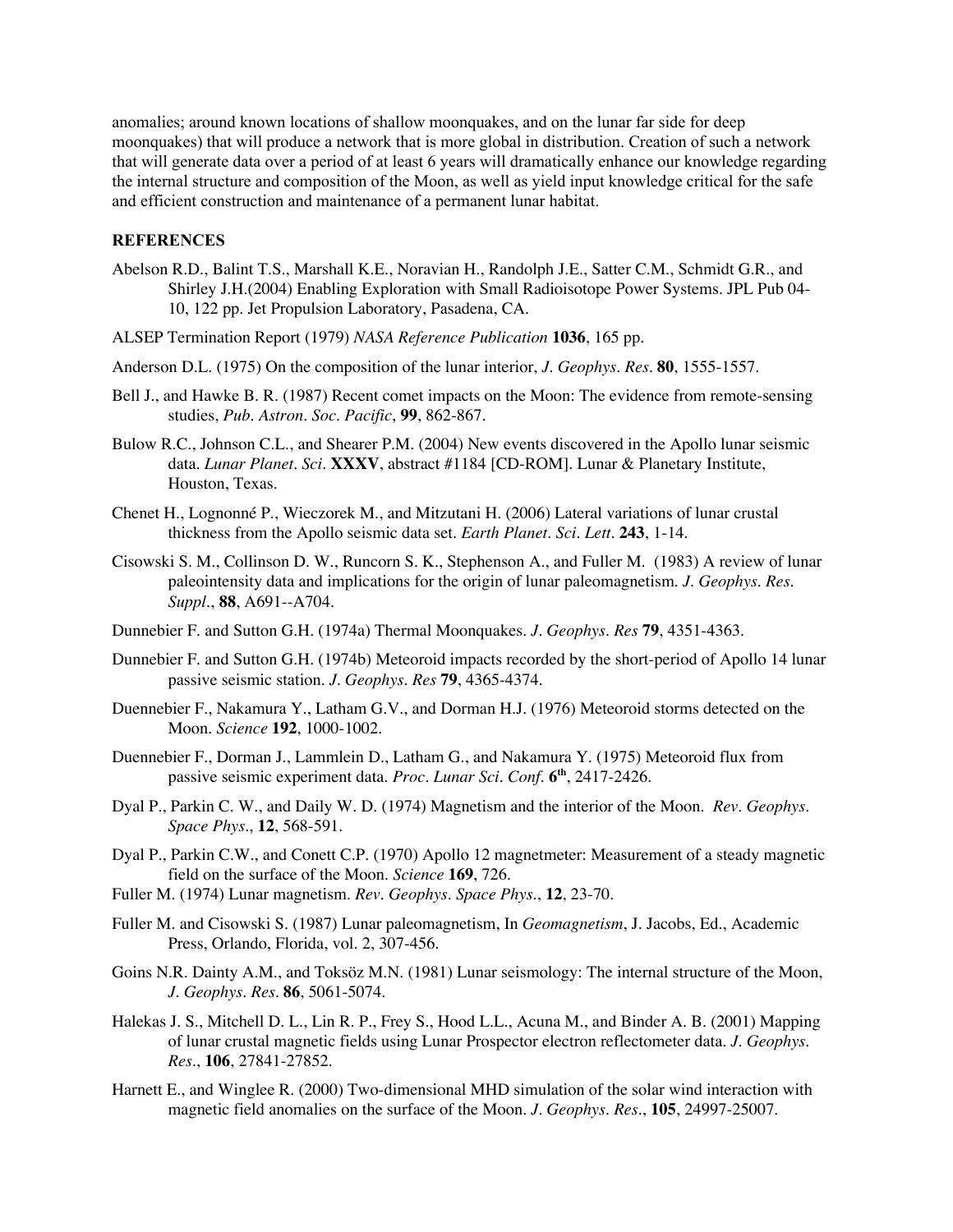anomalies; around known locations of shallow moonquakes, and on the lunar far side for deep moonquakes) that will produce a network that is more global in distribution. Creation of such a network that will generate data over a period of at least 6 years will dramatically enhance our knowledge regarding the internal structure and composition of the Moon, as well as yield input knowledge critical for the safe and efficient construction and maintenance of a permanent lunar habitat.

**REFERENCES**

Abelson R.D., Balint T.S., Marshall K.E., Noravian H., Randolph J.E., Satter C.M., Schmidt G.R., and Shirley J.H.(2004) Enabling Exploration with Small Radioisotope Power Systems. JPL Pub 04-10, 122 pp. Jet Propulsion Laboratory, Pasadena, CA.

ALSEP Termination Report (1979) *NASA Reference Publication* **1036**, 165 pp.

Anderson D.L. (1975) On the composition of the lunar interior, *J. Geophys. Res.* **80**, 1555-1557.

Bell J., and Hawke B. R. (1987) Recent comet impacts on the Moon: The evidence from remote-sensing studies, *Pub. Astron. Soc. Pacific*, **99**, 862-867.

Bulow R.C., Johnson C.L., and Shearer P.M. (2004) New events discovered in the Apollo lunar seismic data. *Lunar Planet. Sci.* **XXXV**, abstract #1184 [CD-ROM]. Lunar & Planetary Institute, Houston, Texas.

Chenet H., Lognonné P., Wieczorek M., and Mitzutani H. (2006) Lateral variations of lunar crustal thickness from the Apollo seismic data set. *Earth Planet. Sci. Lett.* **243**, 1-14.

Cisowski S. M., Collinson D. W., Runcorn S. K., Stephenson A., and Fuller M. (1983) A review of lunar paleointensity data and implications for the origin of lunar paleomagnetism. *J. Geophys. Res. Suppl.*, **88**, A691--A704.

Dunnebier F. and Sutton G.H. (1974a) Thermal Moonquakes. *J. Geophys. Res* **79**, 4351-4363.

Dunnebier F. and Sutton G.H. (1974b) Meteoroid impacts recorded by the short-period of Apollo 14 lunar passive seismic station. *J. Geophys. Res* **79**, 4365-4374.

Duennebier F., Nakamura Y., Latham G.V., and Dorman H.J. (1976) Meteoroid storms detected on the Moon. *Science* **192**, 1000-1002.

Duennebier F., Dorman J., Lammlein D., Latham G., and Nakamura Y. (1975) Meteoroid flux from passive seismic experiment data. *Proc. Lunar Sci. Conf.* **6th**, 2417-2426.

Dyal P., Parkin C. W., and Daily W. D. (1974) Magnetism and the interior of the Moon. *Rev. Geophys. Space Phys.*, **12**, 568-591.

Dyal P., Parkin C.W., and Conett C.P. (1970) Apollo 12 magnetmeter: Measurement of a steady magnetic field on the surface of the Moon. *Science* **169**, 726.

Fuller M. (1974) Lunar magnetism. *Rev. Geophys. Space Phys.*, **12**, 23-70.

Fuller M. and Cisowski S. (1987) Lunar paleomagnetism, In *Geomagnetism*, J. Jacobs, Ed., Academic Press, Orlando, Florida, vol. 2, 307-456.

Goins N.R. Dainty A.M., and Toksöz M.N. (1981) Lunar seismology: The internal structure of the Moon, *J. Geophys. Res.* **86**, 5061-5074.

Halekas J. S., Mitchell D. L., Lin R. P., Frey S., Hood L.L., Acuna M., and Binder A. B. (2001) Mapping of lunar crustal magnetic fields using Lunar Prospector electron reflectometer data. *J. Geophys. Res.*, **106**, 27841-27852.

Harnett E., and Winglee R. (2000) Two-dimensional MHD simulation of the solar wind interaction with magnetic field anomalies on the surface of the Moon. *J. Geophys. Res.*, **105**, 24997-25007.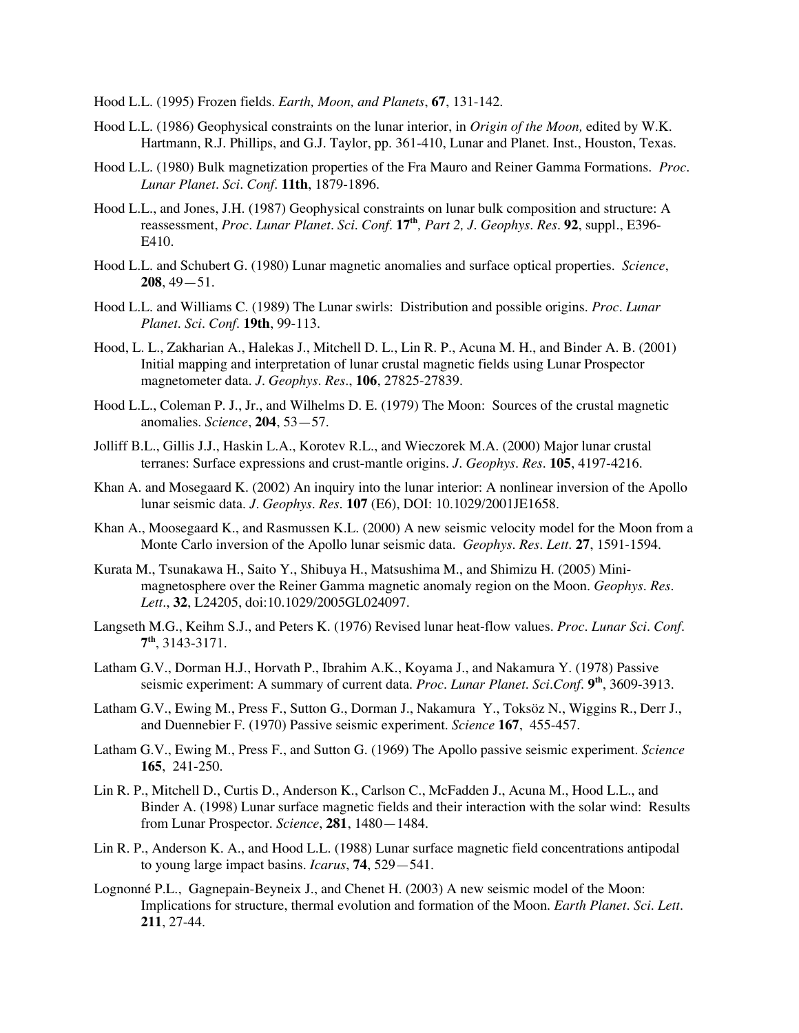Hood L.L. (1995) Frozen fields. *Earth, Moon, and Planets*, **67**, 131-142.

Hood L.L. (1986) Geophysical constraints on the lunar interior, in *Origin of the Moon,* edited by W.K. Hartmann, R.J. Phillips, and G.J. Taylor, pp. 361-410, Lunar and Planet. Inst., Houston, Texas.

Hood L.L. (1980) Bulk magnetization properties of the Fra Mauro and Reiner Gamma Formations. *Proc. Lunar Planet. Sci. Conf.* **11th**, 1879-1896.

Hood L.L., and Jones, J.H. (1987) Geophysical constraints on lunar bulk composition and structure: A reassessment, *Proc. Lunar Planet. Sci. Conf.* **17th***, Part 2, J. Geophys. Res.* **92**, suppl., E396-E410.

Hood L.L. and Schubert G. (1980) Lunar magnetic anomalies and surface optical properties. *Science*, **208**, 49—51.

Hood L.L. and Williams C. (1989) The Lunar swirls: Distribution and possible origins. *Proc. Lunar Planet. Sci. Conf.* **19th**, 99-113.

Hood, L. L., Zakharian A., Halekas J., Mitchell D. L., Lin R. P., Acuna M. H., and Binder A. B. (2001) Initial mapping and interpretation of lunar crustal magnetic fields using Lunar Prospector magnetometer data. *J. Geophys. Res*., **106**, 27825-27839.

Hood L.L., Coleman P. J., Jr., and Wilhelms D. E. (1979) The Moon: Sources of the crustal magnetic anomalies. *Science*, **204**, 53—57.

Jolliff B.L., Gillis J.J., Haskin L.A., Korotev R.L., and Wieczorek M.A. (2000) Major lunar crustal terranes: Surface expressions and crust-mantle origins. *J. Geophys. Res.* **105**, 4197-4216.

Khan A. and Mosegaard K. (2002) An inquiry into the lunar interior: A nonlinear inversion of the Apollo lunar seismic data. *J. Geophys. Res.* **107** (E6), DOI: 10.1029/2001JE1658.

Khan A., Moosegaard K., and Rasmussen K.L. (2000) A new seismic velocity model for the Moon from a Monte Carlo inversion of the Apollo lunar seismic data. *Geophys. Res. Lett.* **27**, 1591-1594.

Kurata M., Tsunakawa H., Saito Y., Shibuya H., Matsushima M., and Shimizu H. (2005) Mini-magnetosphere over the Reiner Gamma magnetic anomaly region on the Moon. *Geophys. Res. Lett*., **32**, L24205, doi:10.1029/2005GL024097.

Langseth M.G., Keihm S.J., and Peters K. (1976) Revised lunar heat-flow values. *Proc. Lunar Sci. Conf.* **7th**, 3143-3171.

Latham G.V., Dorman H.J., Horvath P., Ibrahim A.K., Koyama J., and Nakamura Y. (1978) Passive seismic experiment: A summary of current data. *Proc. Lunar Planet. Sci.Conf.* **9th**, 3609-3913.

Latham G.V., Ewing M., Press F., Sutton G., Dorman J., Nakamura Y., Toksöz N., Wiggins R., Derr J., and Duennebier F. (1970) Passive seismic experiment. *Science* **167**, 455-457.

Latham G.V., Ewing M., Press F., and Sutton G. (1969) The Apollo passive seismic experiment. *Science* **165**, 241-250.

Lin R. P., Mitchell D., Curtis D., Anderson K., Carlson C., McFadden J., Acuna M., Hood L.L., and Binder A. (1998) Lunar surface magnetic fields and their interaction with the solar wind: Results from Lunar Prospector. *Science*, **281**, 1480—1484.

Lin R. P., Anderson K. A., and Hood L.L. (1988) Lunar surface magnetic field concentrations antipodal to young large impact basins. *Icarus*, **74**, 529—541.

Lognonné P.L., Gagnepain-Beyneix J., and Chenet H. (2003) A new seismic model of the Moon: Implications for structure, thermal evolution and formation of the Moon. *Earth Planet. Sci. Lett.* **211**, 27-44.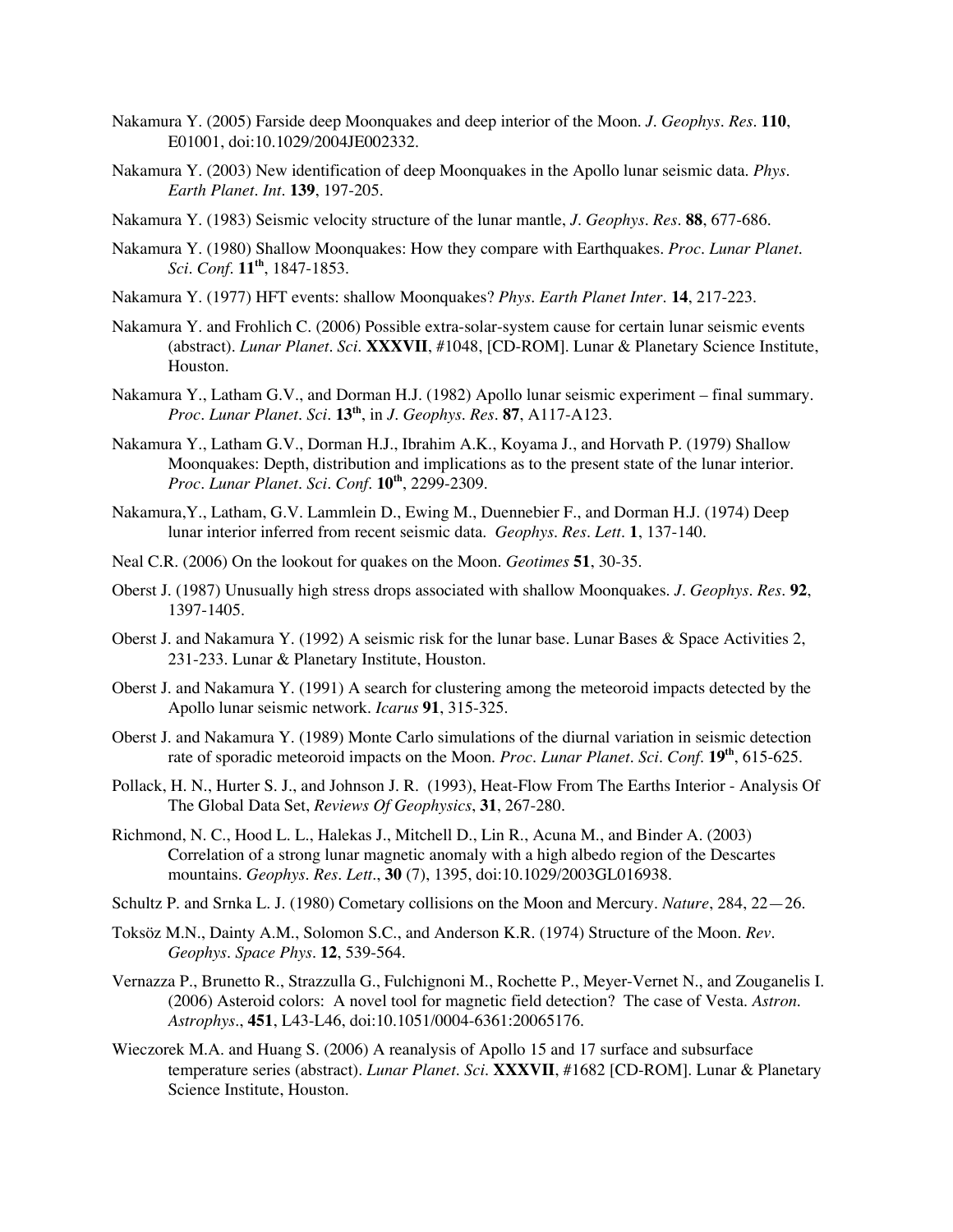Nakamura Y. (2005) Farside deep Moonquakes and deep interior of the Moon. *J. Geophys. Res.* **110**, E01001, doi:10.1029/2004JE002332.

Nakamura Y. (2003) New identification of deep Moonquakes in the Apollo lunar seismic data. *Phys. Earth Planet. Int.* **139**, 197-205.

Nakamura Y. (1983) Seismic velocity structure of the lunar mantle, *J. Geophys. Res.* **88**, 677-686.

Nakamura Y. (1980) Shallow Moonquakes: How they compare with Earthquakes. *Proc. Lunar Planet. Sci. Conf.* **11th**, 1847-1853.

Nakamura Y. (1977) HFT events: shallow Moonquakes? *Phys. Earth Planet Inter.* **14**, 217-223.

Nakamura Y. and Frohlich C. (2006) Possible extra-solar-system cause for certain lunar seismic events (abstract). *Lunar Planet. Sci.* **XXXVII**, #1048, [CD-ROM]. Lunar & Planetary Science Institute, Houston.

Nakamura Y., Latham G.V., and Dorman H.J. (1982) Apollo lunar seismic experiment – final summary. *Proc. Lunar Planet. Sci.* **13th**, in *J. Geophys. Res.* **87**, A117-A123.

Nakamura Y., Latham G.V., Dorman H.J., Ibrahim A.K., Koyama J., and Horvath P. (1979) Shallow Moonquakes: Depth, distribution and implications as to the present state of the lunar interior. *Proc. Lunar Planet. Sci. Conf.* **10th**, 2299-2309.

Nakamura,Y., Latham, G.V. Lammlein D., Ewing M., Duennebier F., and Dorman H.J. (1974) Deep lunar interior inferred from recent seismic data. *Geophys. Res. Lett.* **1**, 137-140.

Neal C.R. (2006) On the lookout for quakes on the Moon. *Geotimes* **51**, 30-35.

Oberst J. (1987) Unusually high stress drops associated with shallow Moonquakes. *J. Geophys. Res.* **92**, 1397-1405.

Oberst J. and Nakamura Y. (1992) A seismic risk for the lunar base. Lunar Bases & Space Activities 2, 231-233. Lunar & Planetary Institute, Houston.

Oberst J. and Nakamura Y. (1991) A search for clustering among the meteoroid impacts detected by the Apollo lunar seismic network. *Icarus* **91**, 315-325.

Oberst J. and Nakamura Y. (1989) Monte Carlo simulations of the diurnal variation in seismic detection rate of sporadic meteoroid impacts on the Moon. *Proc. Lunar Planet. Sci. Conf.* **19th**, 615-625.

Pollack, H. N., Hurter S. J., and Johnson J. R. (1993), Heat-Flow From The Earths Interior - Analysis Of The Global Data Set, *Reviews Of Geophysics*, **31**, 267-280.

Richmond, N. C., Hood L. L., Halekas J., Mitchell D., Lin R., Acuna M., and Binder A. (2003) Correlation of a strong lunar magnetic anomaly with a high albedo region of the Descartes mountains. *Geophys. Res. Lett.*, **30** (7), 1395, doi:10.1029/2003GL016938.

Schultz P. and Srnka L. J. (1980) Cometary collisions on the Moon and Mercury. *Nature*, 284, 22—26.

Toksöz M.N., Dainty A.M., Solomon S.C., and Anderson K.R. (1974) Structure of the Moon. *Rev. Geophys. Space Phys.* **12**, 539-564.

Vernazza P., Brunetto R., Strazzulla G., Fulchignoni M., Rochette P., Meyer-Vernet N., and Zouganelis I. (2006) Asteroid colors: A novel tool for magnetic field detection? The case of Vesta. *Astron. Astrophys.*, **451**, L43-L46, doi:10.1051/0004-6361:20065176.

Wieczorek M.A. and Huang S. (2006) A reanalysis of Apollo 15 and 17 surface and subsurface temperature series (abstract). *Lunar Planet. Sci.* **XXXVII**, #1682 [CD-ROM]. Lunar & Planetary Science Institute, Houston.